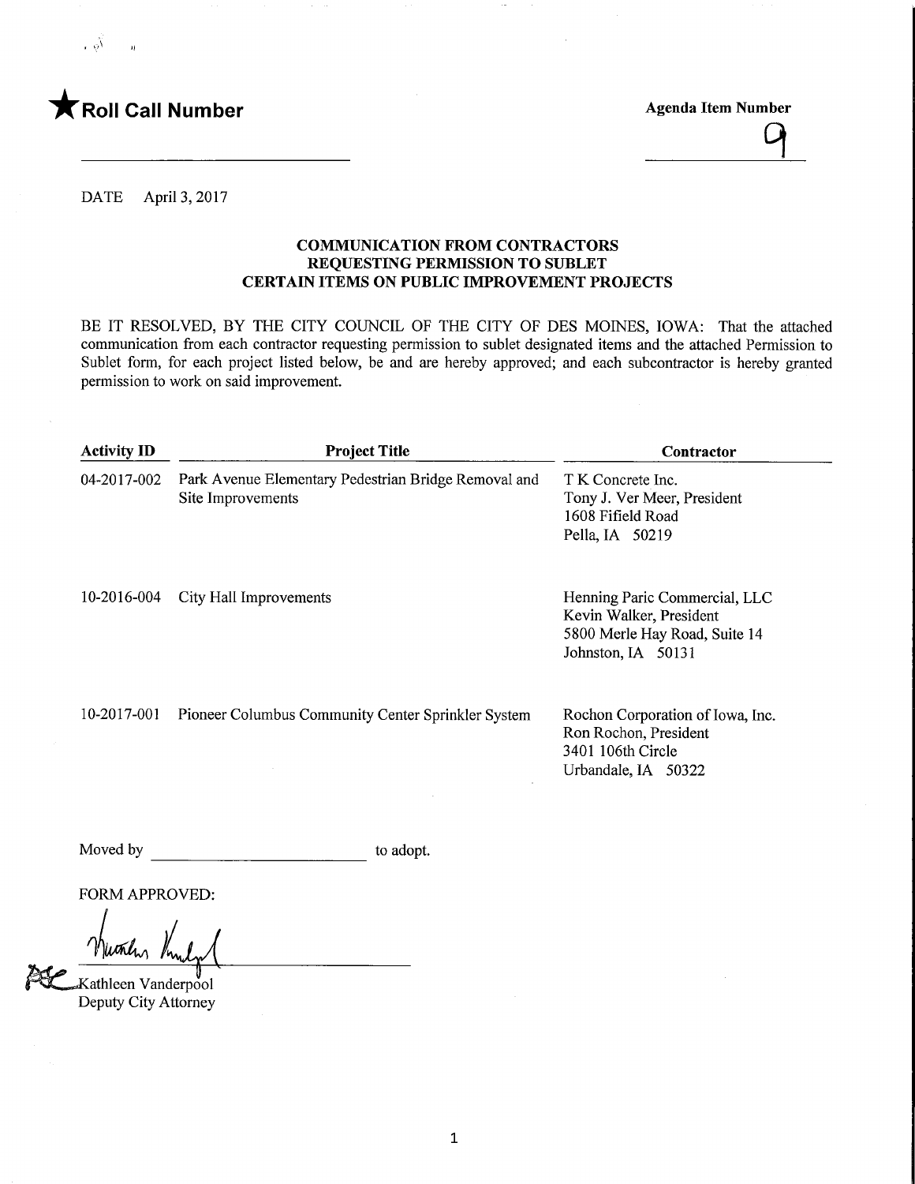★ **Roll Call Number**

**Agenda Item Number**

9

DATE April 3, 2017

**COMMUNICATION FROM CONTRACTORS REQUESTING PERMISSION TO SUBLET CERTAIN ITEMS ON PUBLIC IMPROVEMENT PROJECTS**

BE IT RESOLVED, BY THE CITY COUNCIL OF THE CITY OF DES MOINES, IOWA: That the attached communication from each contractor requesting permission to sublet designated items and the attached Permission to Sublet form, for each project listed below, be and are hereby approved; and each subcontractor is hereby granted permission to work on said improvement.

| Activity ID | Project Title | Contractor |
|---|---|---|
| 04-2017-002 | Park Avenue Elementary Pedestrian Bridge Removal and Site Improvements | T K Concrete Inc.<br>Tony J. Ver Meer, President<br>1608 Fifield Road<br>Pella, IA 50219 |
| 10-2016-004 | City Hall Improvements | Henning Paric Commercial, LLC<br>Kevin Walker, President<br>5800 Merle Hay Road, Suite 14<br>Johnston, IA 50131 |
| 10-2017-001 | Pioneer Columbus Community Center Sprinkler System | Rochon Corporation of Iowa, Inc.<br>Ron Rochon, President<br>3401 106th Circle<br>Urbandale, IA 50322 |

Moved by ________________________ to adopt.

FORM APPROVED:

Kathleen Vanderpool
Deputy City Attorney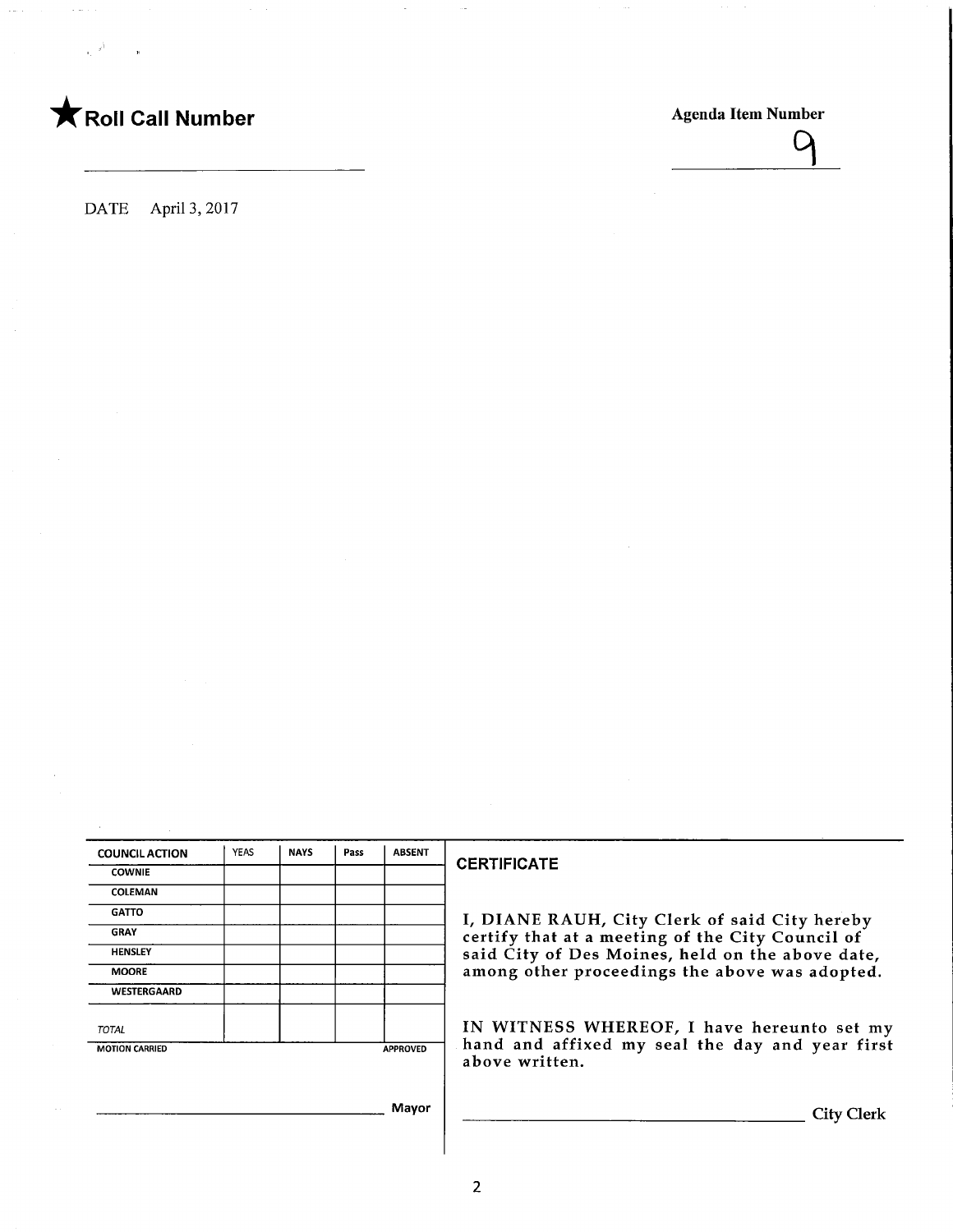★ **Roll Call Number**

**Agenda Item Number**

9

DATE April 3, 2017

| COUNCIL ACTION | YEAS | NAYS | Pass | ABSENT |
|---|---|---|---|---|
| COWNIE | | | | |
| COLEMAN | | | | |
| GATTO | | | | |
| GRAY | | | | |
| HENSLEY | | | | |
| MOORE | | | | |
| WESTERGAARD | | | | |
| TOTAL | | | | |
| MOTION CARRIED | | | | APPROVED |

______________________________ Mayor

**CERTIFICATE**

**I, DIANE RAUH, City Clerk of said City hereby certify that at a meeting of the City Council of said City of Des Moines, held on the above date, among other proceedings the above was adopted.**

**IN WITNESS WHEREOF, I have hereunto set my hand and affixed my seal the day and year first above written.**

______________________________ City Clerk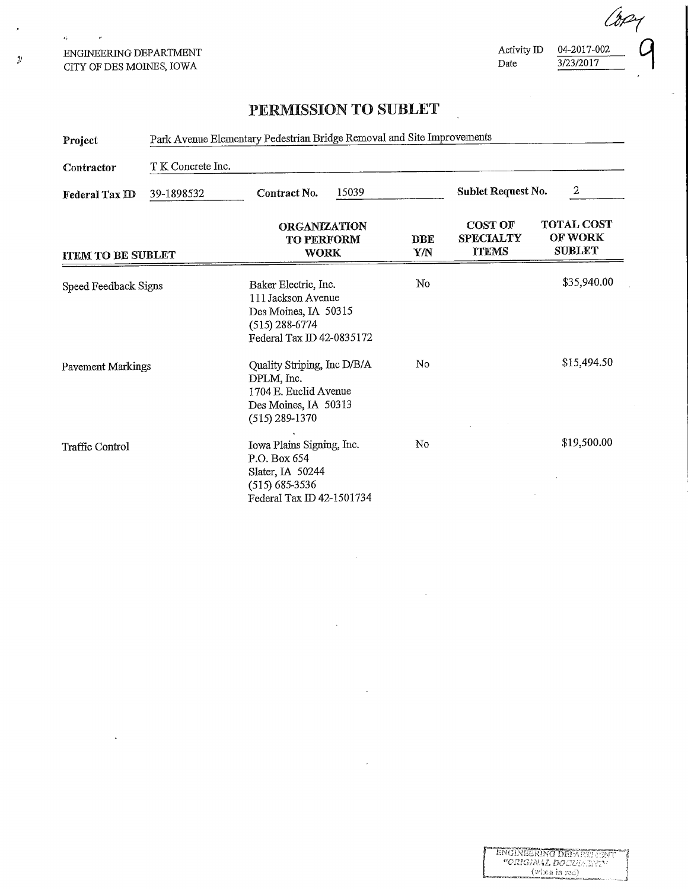ENGINEERING DEPARTMENT
CITY OF DES MOINES, IOWA

Activity ID 04-2017-002
Date 3/23/2017

Copy 9

# PERMISSION TO SUBLET

**Project** Park Avenue Elementary Pedestrian Bridge Removal and Site Improvements

**Contractor** T K Concrete Inc.

**Federal Tax ID** 39-1898532 **Contract No.** 15039 **Sublet Request No.** 2

| ITEM TO BE SUBLET | ORGANIZATION TO PERFORM WORK | DBE Y/N | COST OF SPECIALTY ITEMS | TOTAL COST OF WORK SUBLET |
|---|---|---|---|---|
| Speed Feedback Signs | Baker Electric, Inc.<br>111 Jackson Avenue<br>Des Moines, IA 50315<br>(515) 288-6774<br>Federal Tax ID 42-0835172 | No | | $35,940.00 |
| Pavement Markings | Quality Striping, Inc D/B/A DPLM, Inc.<br>1704 E. Euclid Avenue<br>Des Moines, IA 50313<br>(515) 289-1370 | No | | $15,494.50 |
| Traffic Control | Iowa Plains Signing, Inc.<br>P.O. Box 654<br>Slater, IA 50244<br>(515) 685-3536<br>Federal Tax ID 42-1501734 | No | | $19,500.00 |

ENGINEERING DEPARTMENT "ORIGINAL DOCUMENT" (when in red)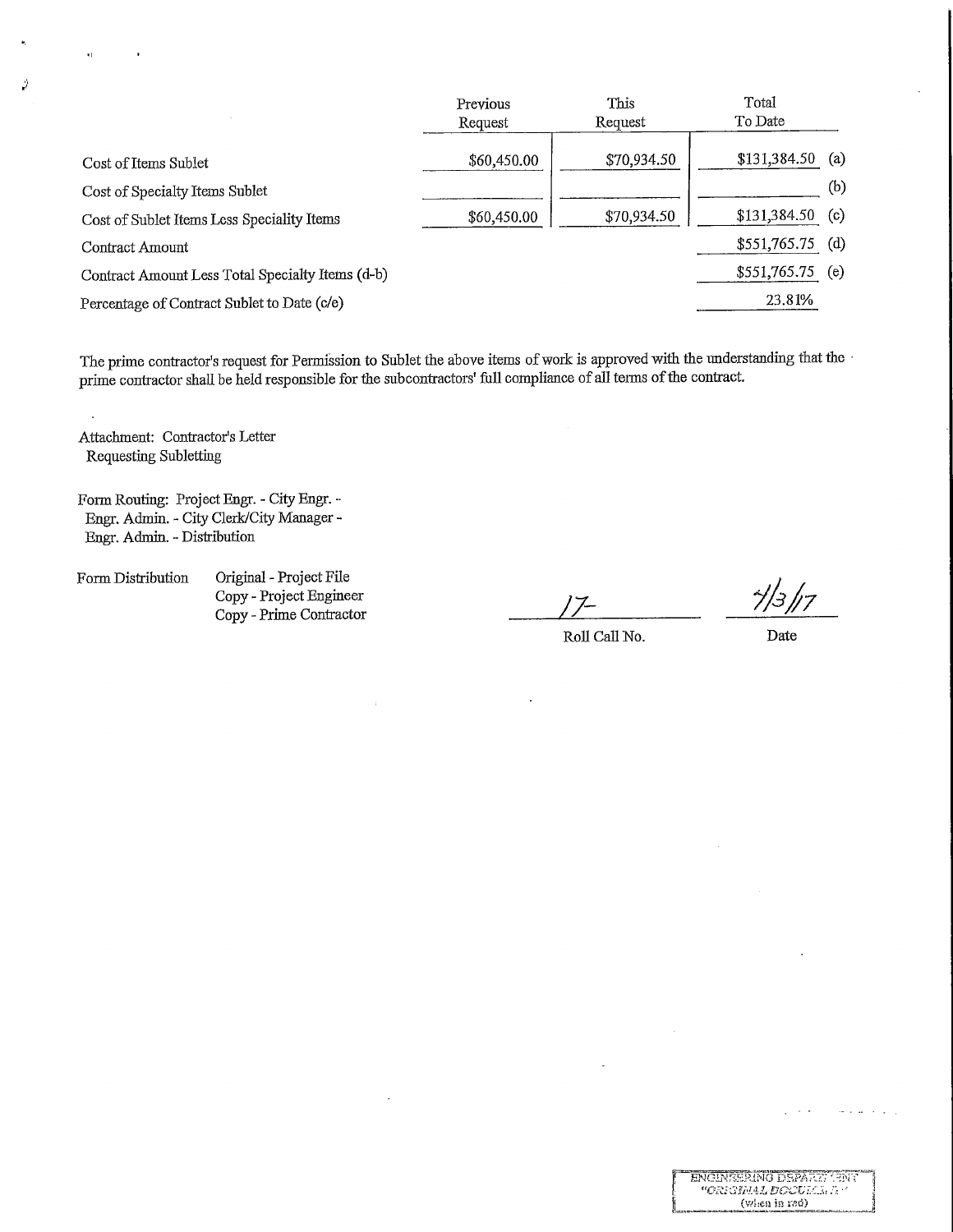| | Previous Request | This Request | Total To Date | |
|---|---|---|---|---|
| Cost of Items Sublet | $60,450.00 | $70,934.50 | $131,384.50 | (a) |
| Cost of Specialty Items Sublet | | | | (b) |
| Cost of Sublet Items Less Speciality Items | $60,450.00 | $70,934.50 | $131,384.50 | (c) |
| Contract Amount | | | $551,765.75 | (d) |
| Contract Amount Less Total Specialty Items (d-b) | | | $551,765.75 | (e) |
| Percentage of Contract Sublet to Date (c/e) | | | 23.81% | |

The prime contractor's request for Permission to Sublet the above items of work is approved with the understanding that the prime contractor shall be held responsible for the subcontractors' full compliance of all terms of the contract.

Attachment: Contractor's Letter Requesting Subletting

Form Routing: Project Engr. - City Engr. - Engr. Admin. - City Clerk/City Manager - Engr. Admin. - Distribution

Form Distribution
- Original - Project File
- Copy - Project Engineer
- Copy - Prime Contractor

17-
Roll Call No.

4/3/17
Date

ENGINEERING DEPARTMENT
"ORIGINAL DOCUMENT"
(when in red)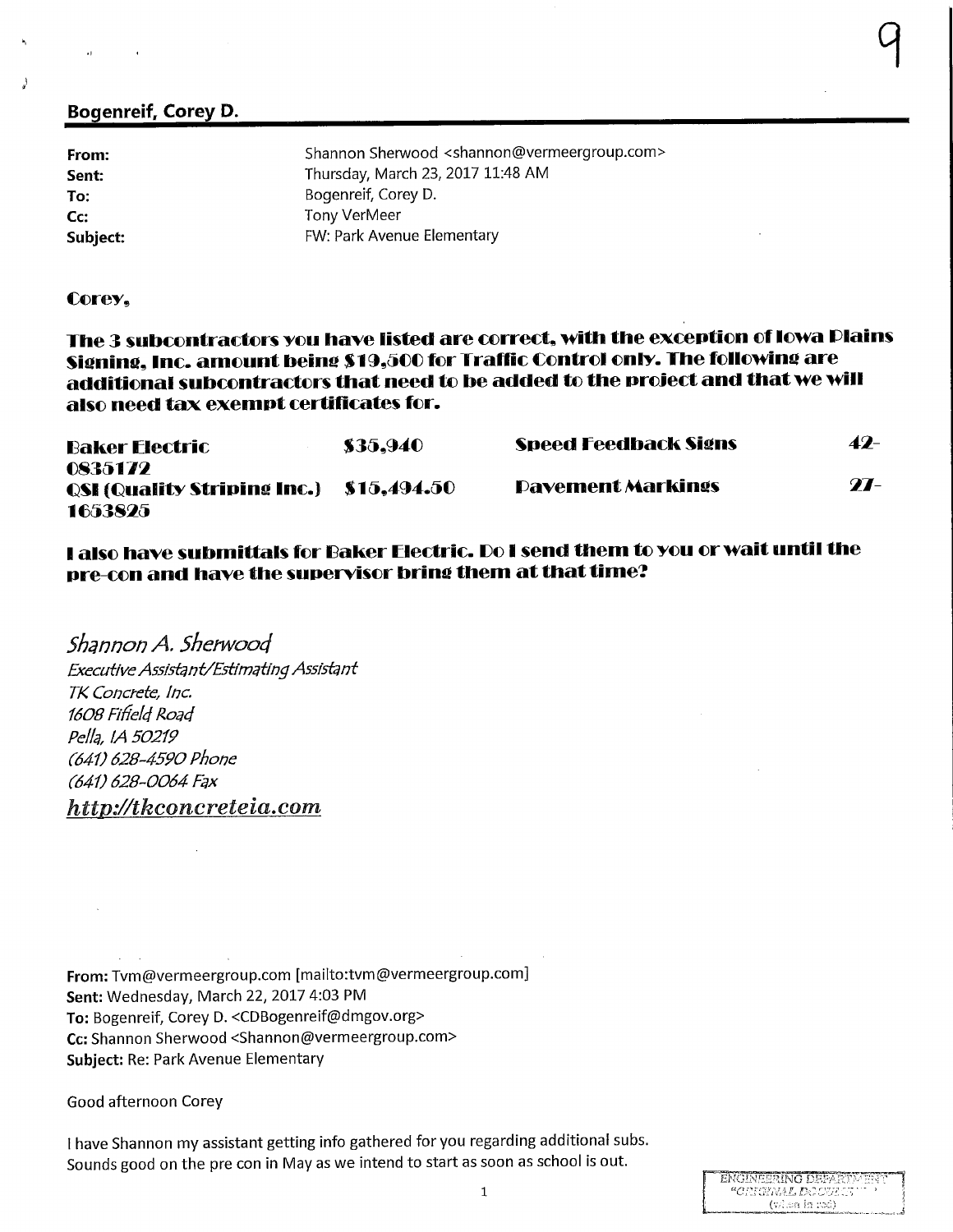## Bogenreif, Corey D.

| | |
|---|---|
| **From:** | Shannon Sherwood <shannon@vermeergroup.com> |
| **Sent:** | Thursday, March 23, 2017 11:48 AM |
| **To:** | Bogenreif, Corey D. |
| **Cc:** | Tony VerMeer |
| **Subject:** | FW: Park Avenue Elementary |

**Corey,**

**The 3 subcontractors you have listed are correct, with the exception of Iowa Plains Signing, Inc. amount being $19,500 for Traffic Control only. The following are additional subcontractors that need to be added to the project and that we will also need tax exempt certificates for.**

| | | | |
|---|---|---|---|
| **Baker Electric** | **$35,940** | **Speed Feedback Signs** | **42-0835172** |
| **QSI (Quality Striping Inc.)** | **$15,494.50** | **Pavement Markings** | **27-1653825** |

**I also have submittals for Baker Electric. Do I send them to you or wait until the pre-con and have the supervisor bring them at that time?**

*Shannon A. Sherwood*
*Executive Assistant/Estimating Assistant*
*TK Concrete, Inc.*
*1608 Fifield Road*
*Pella, IA 50219*
*(641) 628-4590 Phone*
*(641) 628-0064 Fax*
*http://tkconcreteia.com*

**From:** Tvm@vermeergroup.com [mailto:tvm@vermeergroup.com]
**Sent:** Wednesday, March 22, 2017 4:03 PM
**To:** Bogenreif, Corey D. <CDBogenreif@dmgov.org>
**Cc:** Shannon Sherwood <Shannon@vermeergroup.com>
**Subject:** Re: Park Avenue Elementary

Good afternoon Corey

I have Shannon my assistant getting info gathered for you regarding additional subs.
Sounds good on the pre con in May as we intend to start as soon as school is out.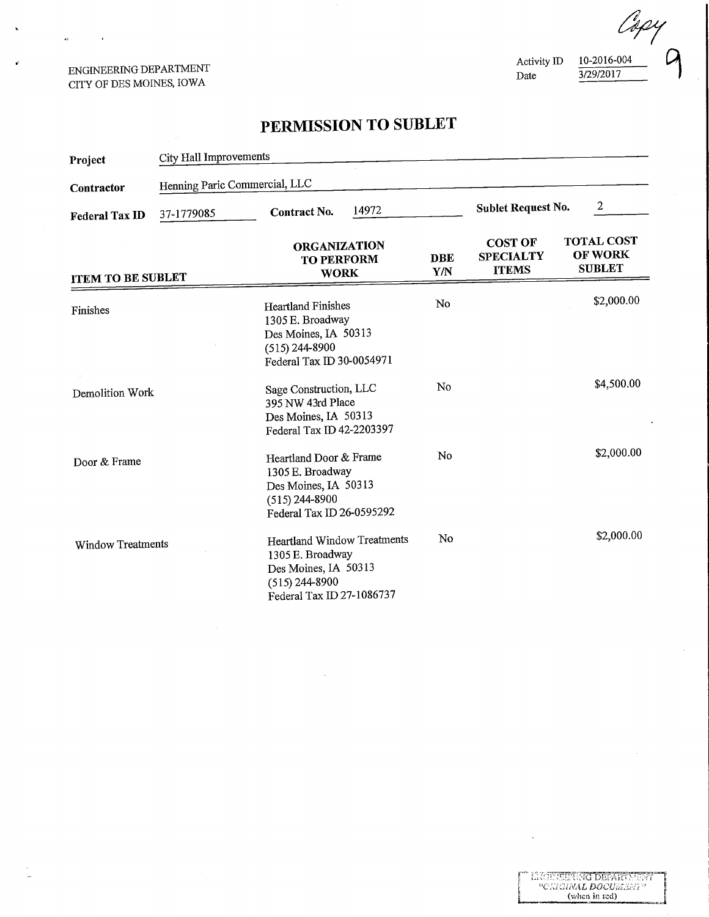Copy

9

ENGINEERING DEPARTMENT
CITY OF DES MOINES, IOWA

Activity ID 10-2016-004
Date 3/29/2017

# PERMISSION TO SUBLET

**Project** City Hall Improvements

**Contractor** Henning Paric Commercial, LLC

**Federal Tax ID** 37-1779085 **Contract No.** 14972 **Sublet Request No.** 2

| ITEM TO BE SUBLET | ORGANIZATION TO PERFORM WORK | DBE Y/N | COST OF SPECIALTY ITEMS | TOTAL COST OF WORK SUBLET |
|---|---|---|---|---|
| Finishes | Heartland Finishes<br>1305 E. Broadway<br>Des Moines, IA 50313<br>(515) 244-8900<br>Federal Tax ID 30-0054971 | No | | $2,000.00 |
| Demolition Work | Sage Construction, LLC<br>395 NW 43rd Place<br>Des Moines, IA 50313<br>Federal Tax ID 42-2203397 | No | | $4,500.00 |
| Door & Frame | Heartland Door & Frame<br>1305 E. Broadway<br>Des Moines, IA 50313<br>(515) 244-8900<br>Federal Tax ID 26-0595292 | No | | $2,000.00 |
| Window Treatments | Heartland Window Treatments<br>1305 E. Broadway<br>Des Moines, IA 50313<br>(515) 244-8900<br>Federal Tax ID 27-1086737 | No | | $2,000.00 |

ENGINEERING DEPARTMENT
"ORIGINAL DOCUMENT"
(when in red)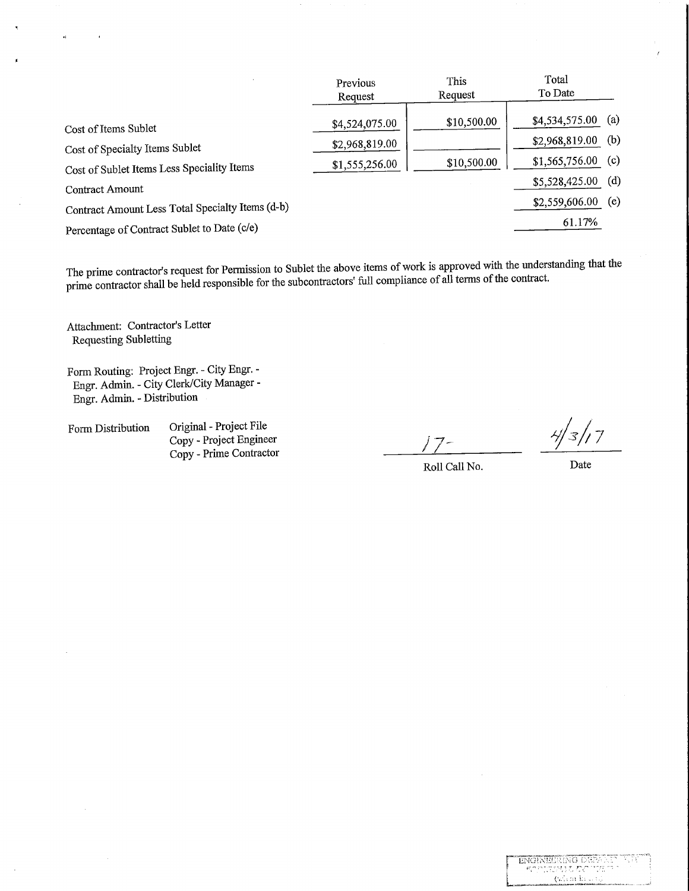| | Previous Request | This Request | Total To Date | |
|---|---|---|---|---|
| Cost of Items Sublet | $4,524,075.00 | $10,500.00 | $4,534,575.00 | (a) |
| Cost of Specialty Items Sublet | $2,968,819.00 | | $2,968,819.00 | (b) |
| Cost of Sublet Items Less Speciality Items | $1,555,256.00 | $10,500.00 | $1,565,756.00 | (c) |
| Contract Amount | | | $5,528,425.00 | (d) |
| Contract Amount Less Total Specialty Items (d-b) | | | $2,559,606.00 | (e) |
| Percentage of Contract Sublet to Date (c/e) | | | 61.17% | |

The prime contractor's request for Permission to Sublet the above items of work is approved with the understanding that the prime contractor shall be held responsible for the subcontractors' full compliance of all terms of the contract.

Attachment: Contractor's Letter
Requesting Subletting

Form Routing: Project Engr. - City Engr. -
Engr. Admin. - City Clerk/City Manager -
Engr. Admin. - Distribution

Form Distribution
Original - Project File
Copy - Project Engineer
Copy - Prime Contractor

17-
Roll Call No.

4/3/17
Date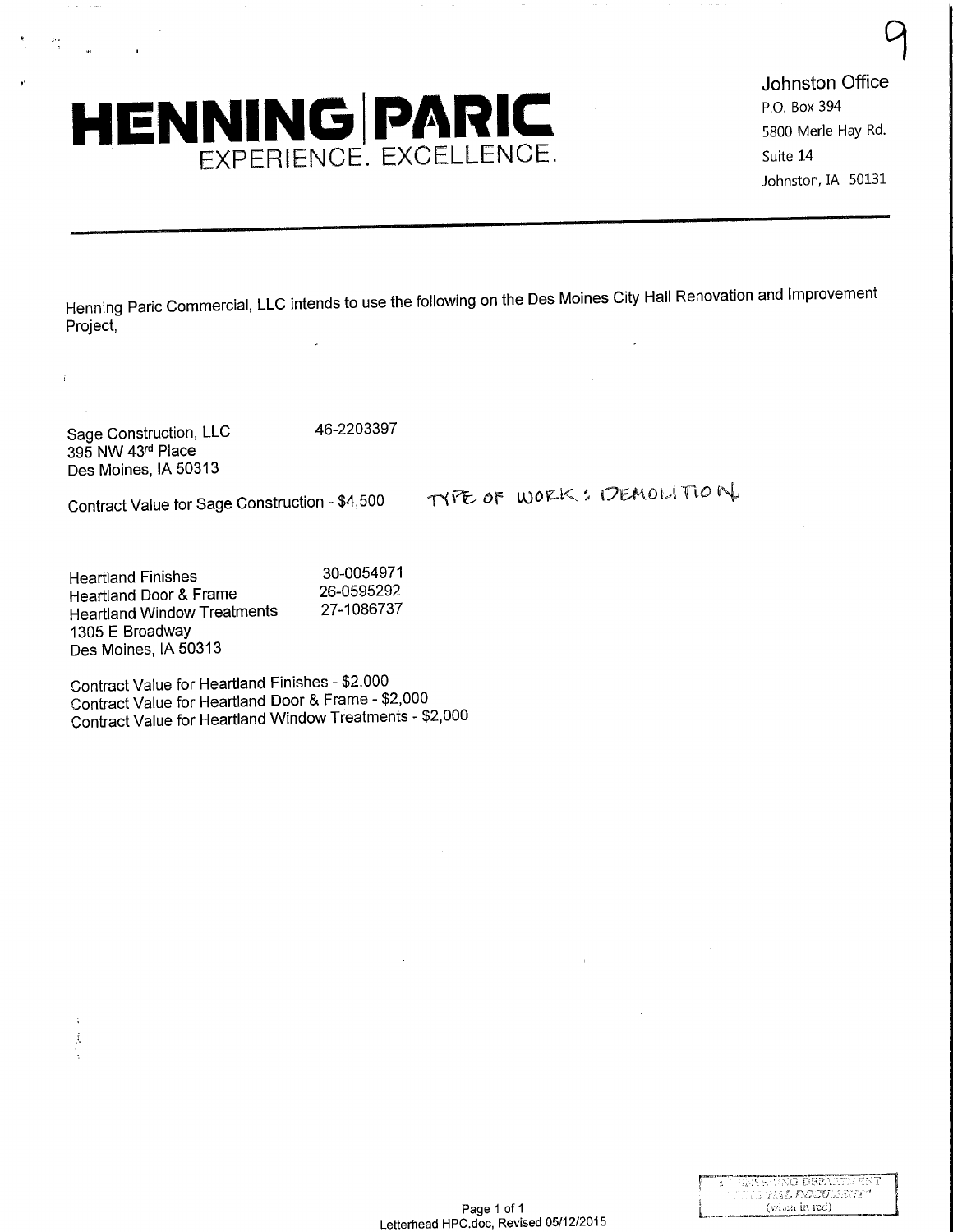# HENNING|PARIC
EXPERIENCE. EXCELLENCE.

Johnston Office
P.O. Box 394
5800 Merle Hay Rd.
Suite 14
Johnston, IA 50131

---

Henning Paric Commercial, LLC intends to use the following on the Des Moines City Hall Renovation and Improvement Project,

Sage Construction, LLC 46-2203397
395 NW 43rd Place
Des Moines, IA 50313

Contract Value for Sage Construction - $4,500 TYPE OF WORK: DEMOLITION

Heartland Finishes 30-0054971
Heartland Door & Frame 26-0595292
Heartland Window Treatments 27-1086737
1305 E Broadway
Des Moines, IA 50313

Contract Value for Heartland Finishes - $2,000
Contract Value for Heartland Door & Frame - $2,000
Contract Value for Heartland Window Treatments - $2,000

Letterhead HPC.doc, Revised 05/12/2015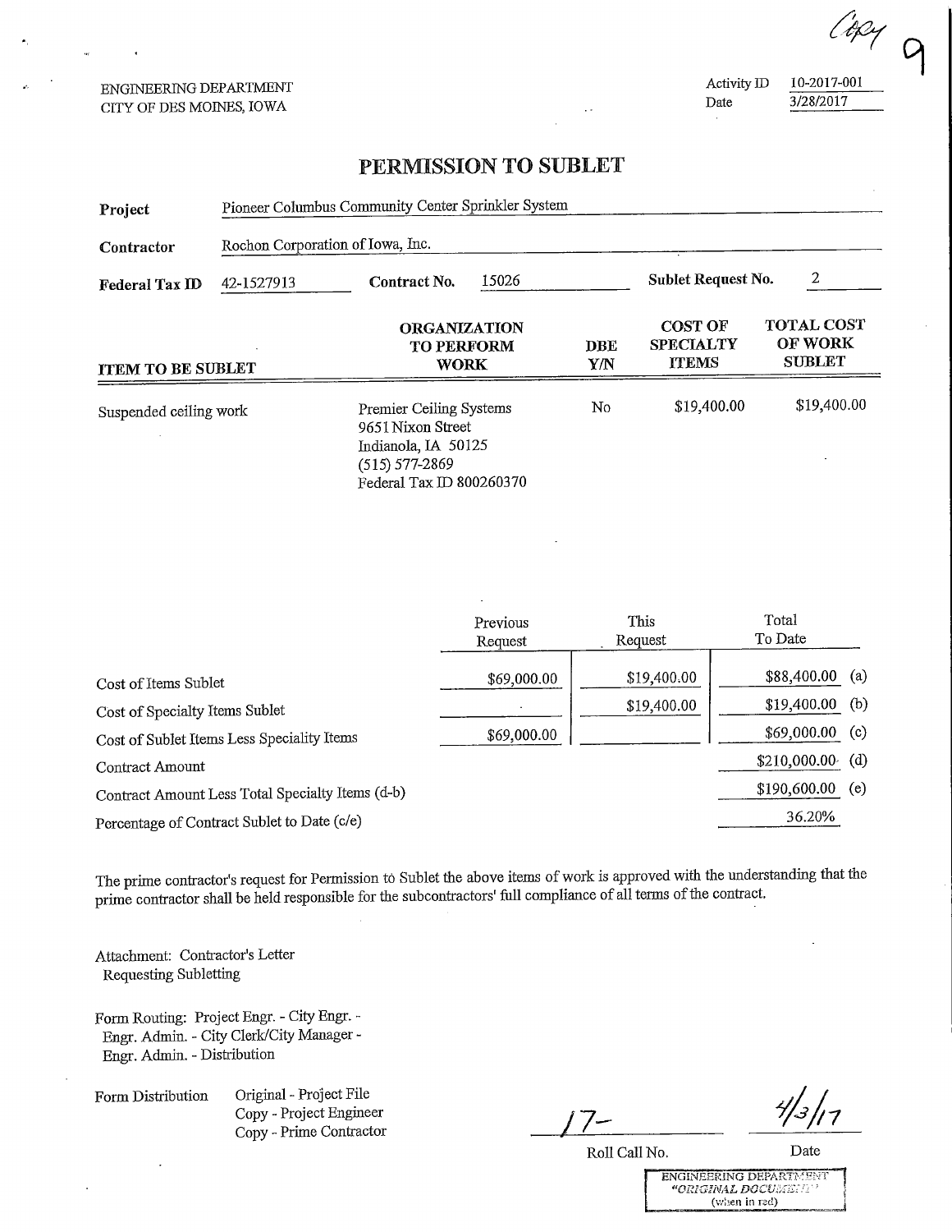Copy

ENGINEERING DEPARTMENT
CITY OF DES MOINES, IOWA

Activity ID 10-2017-001
Date 3/28/2017

# PERMISSION TO SUBLET

**Project** Pioneer Columbus Community Center Sprinkler System

**Contractor** Rochon Corporation of Iowa, Inc.

**Federal Tax ID** 42-1527913 **Contract No.** 15026 **Sublet Request No.** 2

| ITEM TO BE SUBLET | ORGANIZATION TO PERFORM WORK | DBE Y/N | COST OF SPECIALTY ITEMS | TOTAL COST OF WORK SUBLET |
|---|---|---|---|---|
| Suspended ceiling work | Premier Ceiling Systems<br>9651 Nixon Street<br>Indianola, IA 50125<br>(515) 577-2869<br>Federal Tax ID 800260370 | No | $19,400.00 | $19,400.00 |

| | Previous Request | This Request | Total To Date | |
|---|---|---|---|---|
| Cost of Items Sublet | $69,000.00 | $19,400.00 | $88,400.00 | (a) |
| Cost of Specialty Items Sublet | | $19,400.00 | $19,400.00 | (b) |
| Cost of Sublet Items Less Speciality Items | $69,000.00 | | $69,000.00 | (c) |
| Contract Amount | | | $210,000.00 | (d) |
| Contract Amount Less Total Specialty Items (d-b) | | | $190,600.00 | (e) |
| Percentage of Contract Sublet to Date (c/e) | | | 36.20% | |

The prime contractor's request for Permission to Sublet the above items of work is approved with the understanding that the prime contractor shall be held responsible for the subcontractors' full compliance of all terms of the contract.

Attachment: Contractor's Letter Requesting Subletting

Form Routing: Project Engr. - City Engr. - Engr. Admin. - City Clerk/City Manager - Engr. Admin. - Distribution

Form Distribution
Original - Project File
Copy - Project Engineer
Copy - Prime Contractor

17- 4/3/17
Roll Call No. Date

ENGINEERING DEPARTMENT
"ORIGINAL DOCUMENT"
(when in red)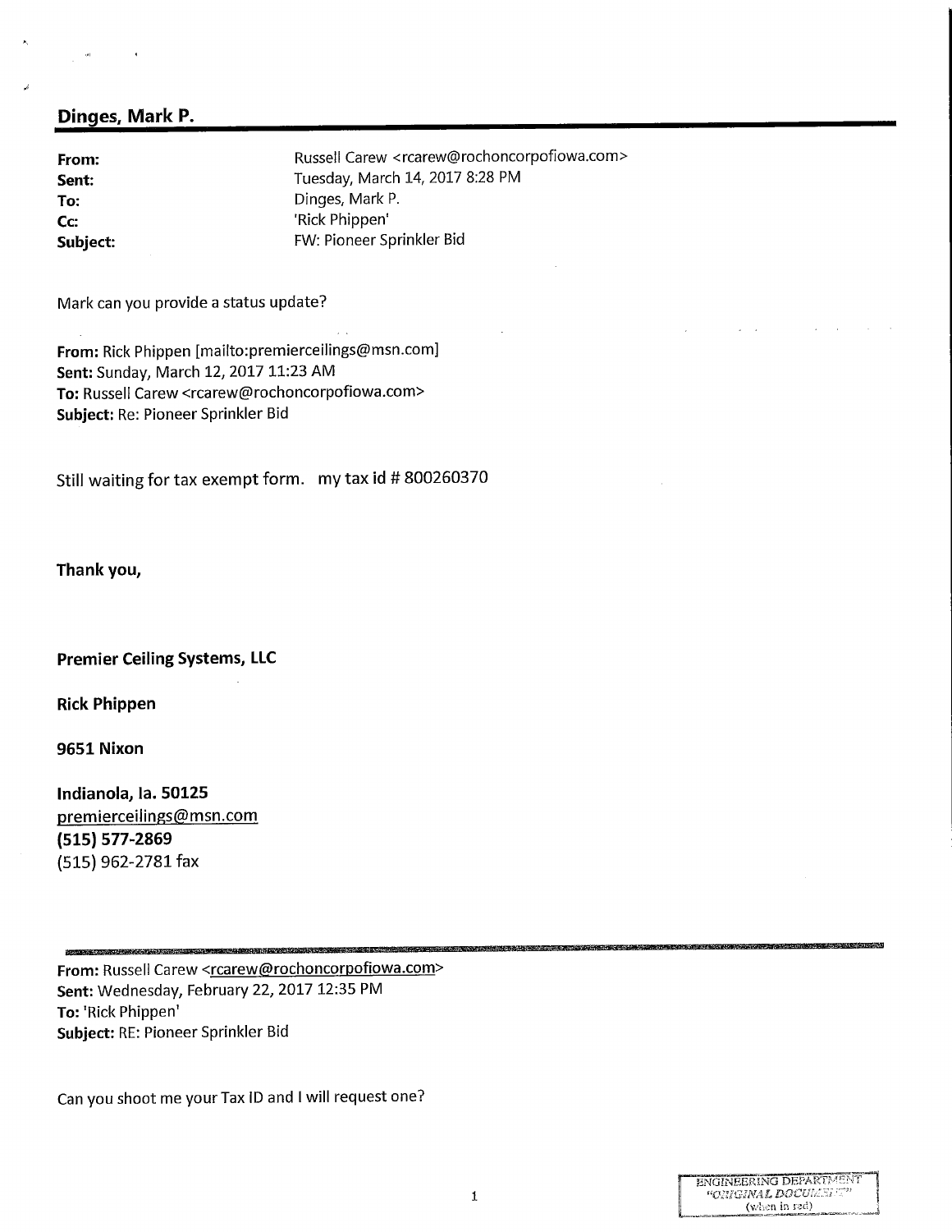## Dinges, Mark P.

| | |
|---|---|
| **From:** | Russell Carew <rcarew@rochoncorpofiowa.com> |
| **Sent:** | Tuesday, March 14, 2017 8:28 PM |
| **To:** | Dinges, Mark P. |
| **Cc:** | 'Rick Phippen' |
| **Subject:** | FW: Pioneer Sprinkler Bid |

Mark can you provide a status update?

**From:** Rick Phippen [mailto:premierceilings@msn.com]
**Sent:** Sunday, March 12, 2017 11:23 AM
**To:** Russell Carew <rcarew@rochoncorpofiowa.com>
**Subject:** Re: Pioneer Sprinkler Bid

Still waiting for tax exempt form. my tax id # 800260370

**Thank you,**

**Premier Ceiling Systems, LLC**

**Rick Phippen**

**9651 Nixon**

**Indianola, Ia. 50125**
premierceilings@msn.com
**(515) 577-2869**
(515) 962-2781 fax

---

**From:** Russell Carew <rcarew@rochoncorpofiowa.com>
**Sent:** Wednesday, February 22, 2017 12:35 PM
**To:** 'Rick Phippen'
**Subject:** RE: Pioneer Sprinkler Bid

Can you shoot me your Tax ID and I will request one?

ENGINEERING DEPARTMENT
"ORIGINAL DOCUMENT"
(when in red)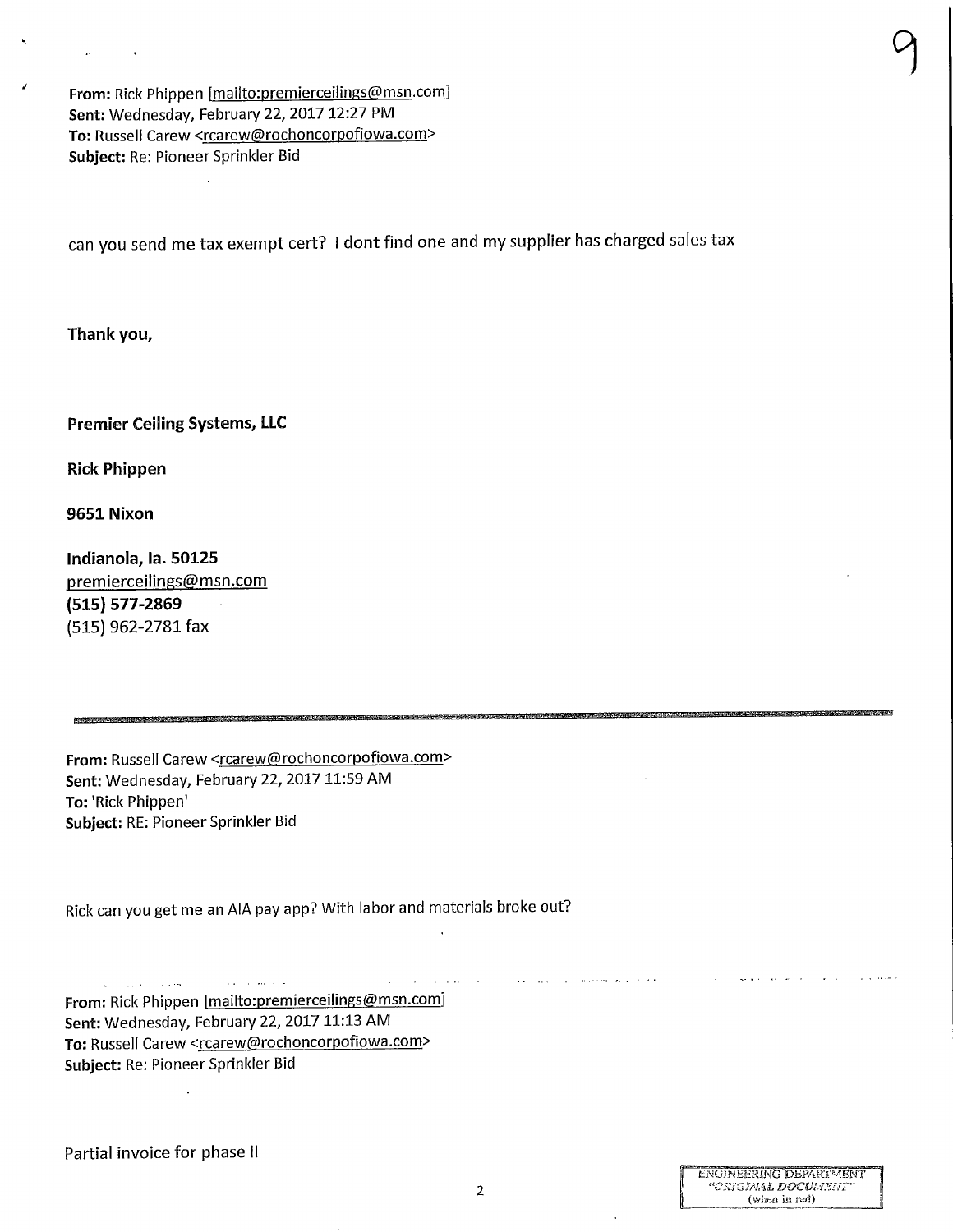**From:** Rick Phippen [mailto:premierceilings@msn.com]
**Sent:** Wednesday, February 22, 2017 12:27 PM
**To:** Russell Carew <rcarew@rochoncorpofiowa.com>
**Subject:** Re: Pioneer Sprinkler Bid

can you send me tax exempt cert? I dont find one and my supplier has charged sales tax

**Thank you,**

**Premier Ceiling Systems, LLC**

**Rick Phippen**

**9651 Nixon**

**Indianola, Ia. 50125**
premierceilings@msn.com
**(515) 577-2869**
(515) 962-2781 fax

---

**From:** Russell Carew <rcarew@rochoncorpofiowa.com>
**Sent:** Wednesday, February 22, 2017 11:59 AM
**To:** 'Rick Phippen'
**Subject:** RE: Pioneer Sprinkler Bid

Rick can you get me an AIA pay app? With labor and materials broke out?

**From:** Rick Phippen [mailto:premierceilings@msn.com]
**Sent:** Wednesday, February 22, 2017 11:13 AM
**To:** Russell Carew <rcarew@rochoncorpofiowa.com>
**Subject:** Re: Pioneer Sprinkler Bid

Partial invoice for phase II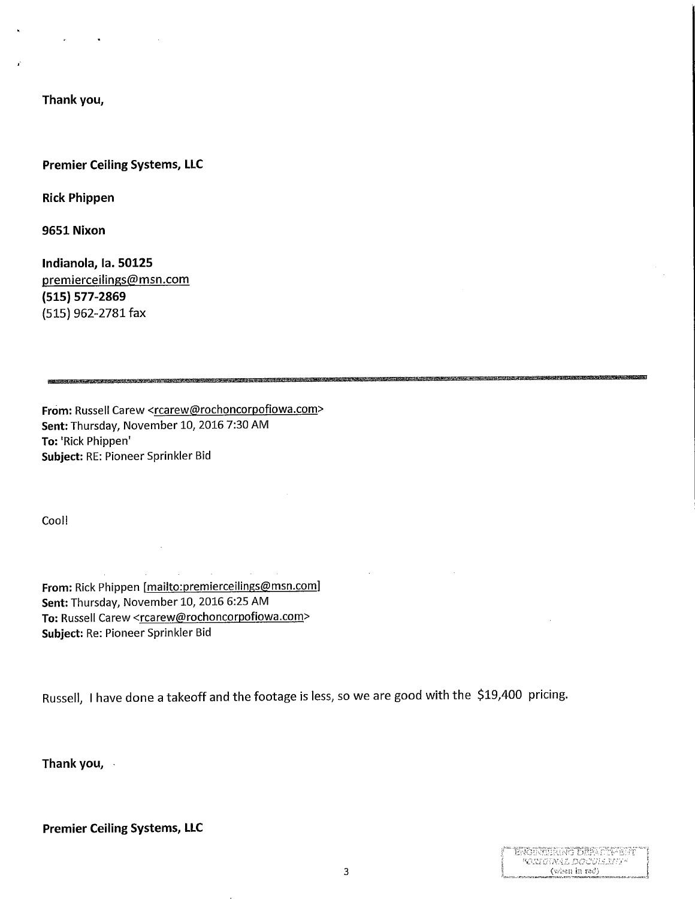**Thank you,**

**Premier Ceiling Systems, LLC**

**Rick Phippen**

**9651 Nixon**

**Indianola, Ia. 50125**
premierceilings@msn.com
**(515) 577-2869**
(515) 962-2781 fax

---

**From:** Russell Carew <rcarew@rochoncorpofiowa.com>
**Sent:** Thursday, November 10, 2016 7:30 AM
**To:** 'Rick Phippen'
**Subject:** RE: Pioneer Sprinkler Bid

Cool!

**From:** Rick Phippen [mailto:premierceilings@msn.com]
**Sent:** Thursday, November 10, 2016 6:25 AM
**To:** Russell Carew <rcarew@rochoncorpofiowa.com>
**Subject:** Re: Pioneer Sprinkler Bid

Russell, I have done a takeoff and the footage is less, so we are good with the $19,400 pricing.

**Thank you,**

**Premier Ceiling Systems, LLC**

ENGINEERING DEPARTMENT
"ORIGINAL DOCUMENT"
(when in red)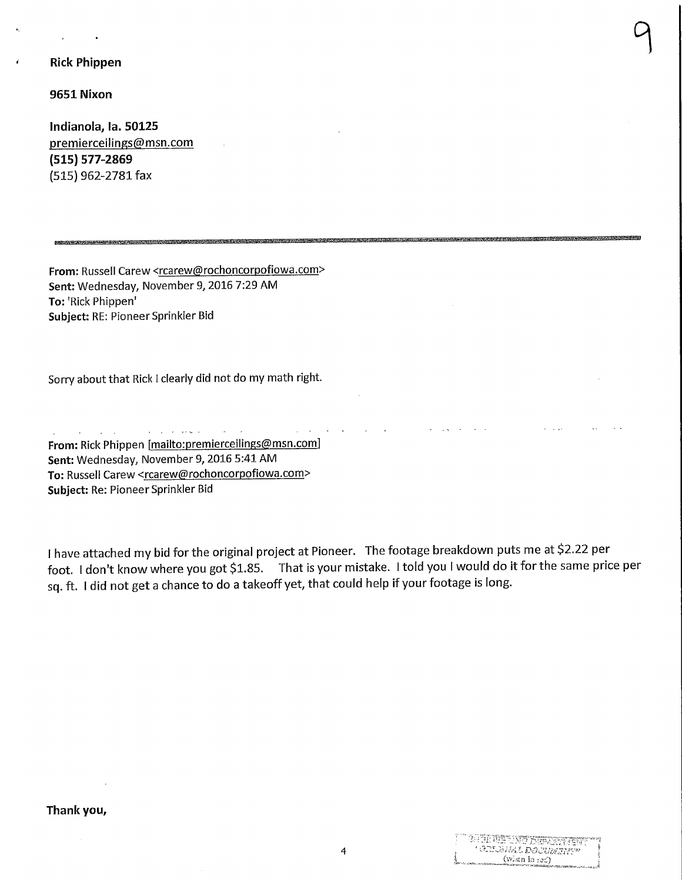**Rick Phippen**

**9651 Nixon**

**Indianola, Ia. 50125**
premierceilings@msn.com
**(515) 577-2869**
(515) 962-2781 fax

---

**From:** Russell Carew <rcarew@rochoncorpofiowa.com>
**Sent:** Wednesday, November 9, 2016 7:29 AM
**To:** 'Rick Phippen'
**Subject:** RE: Pioneer Sprinkler Bid

Sorry about that Rick I clearly did not do my math right.

---

**From:** Rick Phippen [mailto:premierceilings@msn.com]
**Sent:** Wednesday, November 9, 2016 5:41 AM
**To:** Russell Carew <rcarew@rochoncorpofiowa.com>
**Subject:** Re: Pioneer Sprinkler Bid

I have attached my bid for the original project at Pioneer. The footage breakdown puts me at $2.22 per foot. I don't know where you got $1.85. That is your mistake. I told you I would do it for the same price per sq. ft. I did not get a chance to do a takeoff yet, that could help if your footage is long.

**Thank you,**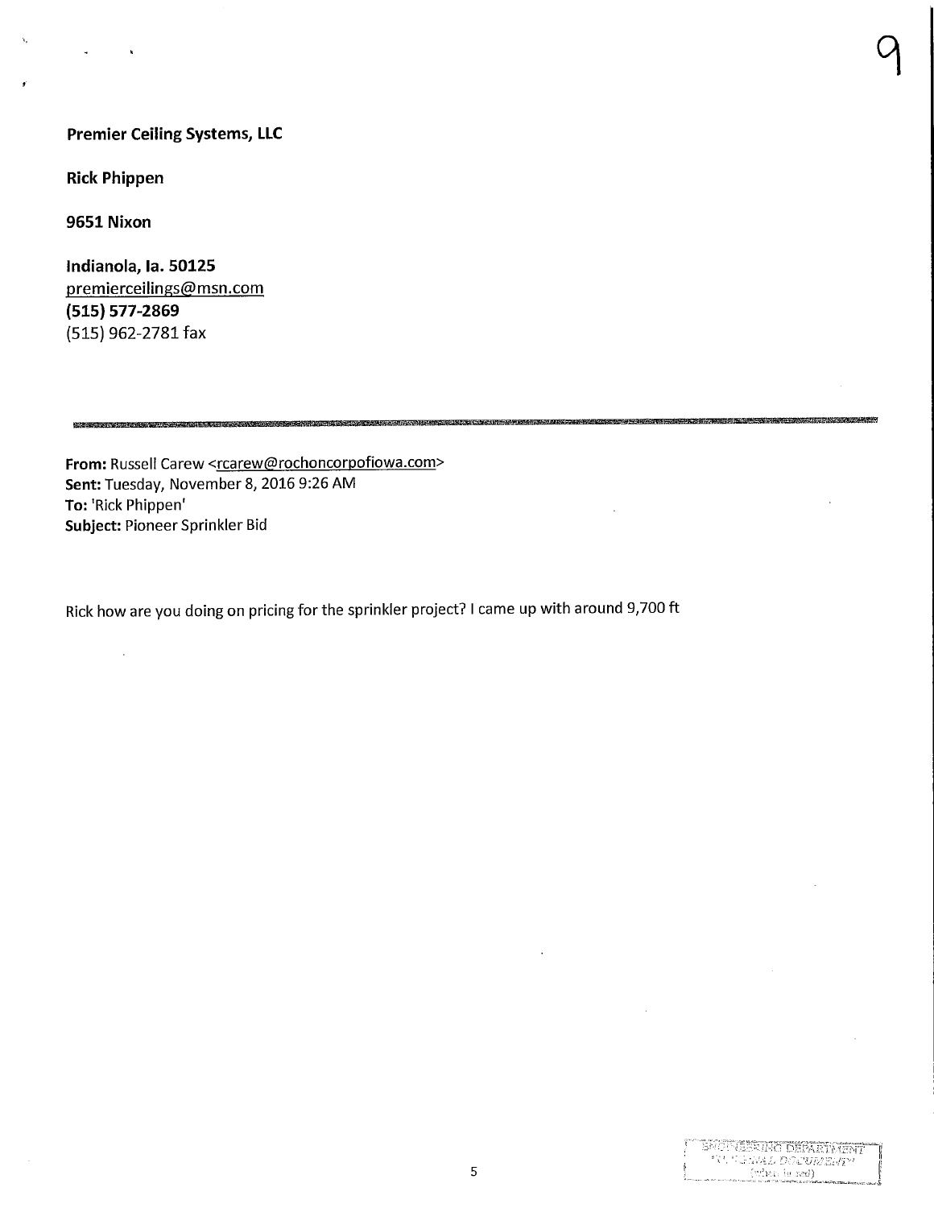9

**Premier Ceiling Systems, LLC**

**Rick Phippen**

**9651 Nixon**

**Indianola, Ia. 50125**
premierceilings@msn.com
**(515) 577-2869**
(515) 962-2781 fax

---

**From:** Russell Carew <rcarew@rochoncorpofiowa.com>
**Sent:** Tuesday, November 8, 2016 9:26 AM
**To:** 'Rick Phippen'
**Subject:** Pioneer Sprinkler Bid

Rick how are you doing on pricing for the sprinkler project? I came up with around 9,700 ft